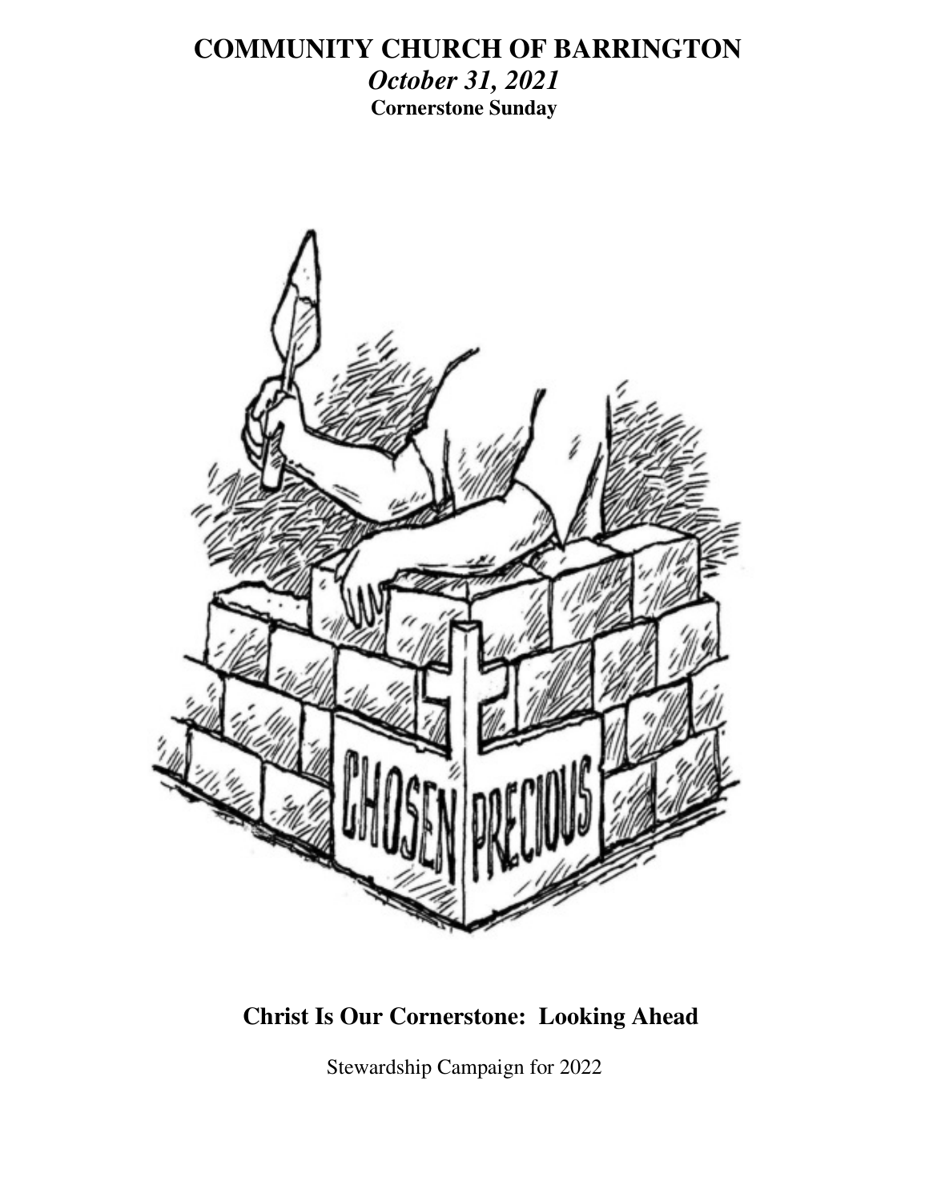# COMMUNITY CHURCH OF BARRINGTON

***October 31, 2021***

**Cornerstone Sunday**

## Christ Is Our Cornerstone: Looking Ahead

Stewardship Campaign for 2022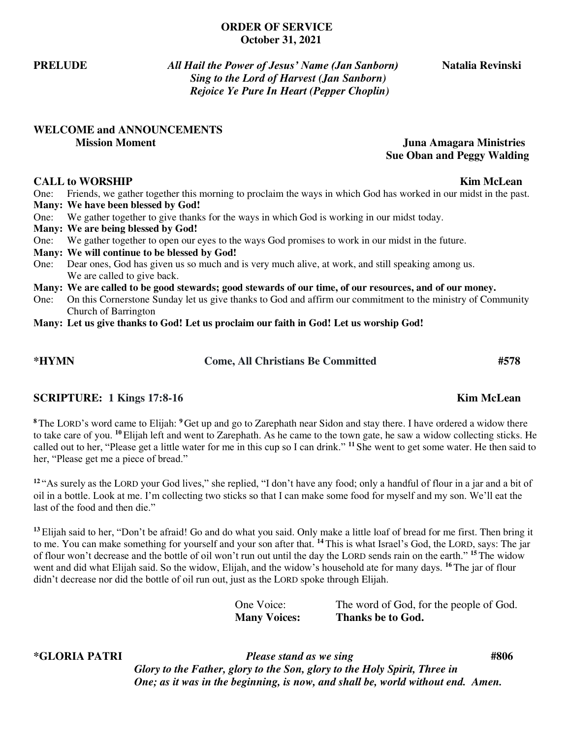# ORDER OF SERVICE
**October 31, 2021**

**PRELUDE** — *All Hail the Power of Jesus' Name (Jan Sanborn)* — **Natalia Revinski**
*Sing to the Lord of Harvest (Jan Sanborn)*
*Rejoice Ye Pure In Heart (Pepper Choplin)*

**WELCOME and ANNOUNCEMENTS**

**Mission Moment** — **Juna Amagara Ministries**
**Sue Oban and Peggy Walding**

**CALL to WORSHIP** — **Kim McLean**

One: Friends, we gather together this morning to proclaim the ways in which God has worked in our midst in the past.
**Many: We have been blessed by God!**
One: We gather together to give thanks for the ways in which God is working in our midst today.
**Many: We are being blessed by God!**
One: We gather together to open our eyes to the ways God promises to work in our midst in the future.
**Many: We will continue to be blessed by God!**
One: Dear ones, God has given us so much and is very much alive, at work, and still speaking among us. We are called to give back.
**Many: We are called to be good stewards; good stewards of our time, of our resources, and of our money.**
One: On this Cornerstone Sunday let us give thanks to God and affirm our commitment to the ministry of Community Church of Barrington
**Many: Let us give thanks to God! Let us proclaim our faith in God! Let us worship God!**

**\*HYMN** — **Come, All Christians Be Committed** — **#578**

**SCRIPTURE: 1 Kings 17:8-16** — **Kim McLean**

[8] The LORD's word came to Elijah: [9] Get up and go to Zarephath near Sidon and stay there. I have ordered a widow there to take care of you. [10] Elijah left and went to Zarephath. As he came to the town gate, he saw a widow collecting sticks. He called out to her, "Please get a little water for me in this cup so I can drink." [11] She went to get some water. He then said to her, "Please get me a piece of bread."

[12] "As surely as the LORD your God lives," she replied, "I don't have any food; only a handful of flour in a jar and a bit of oil in a bottle. Look at me. I'm collecting two sticks so that I can make some food for myself and my son. We'll eat the last of the food and then die."

[13] Elijah said to her, "Don't be afraid! Go and do what you said. Only make a little loaf of bread for me first. Then bring it to me. You can make something for yourself and your son after that. [14] This is what Israel's God, the LORD, says: The jar of flour won't decrease and the bottle of oil won't run out until the day the LORD sends rain on the earth." [15] The widow went and did what Elijah said. So the widow, Elijah, and the widow's household ate for many days. [16] The jar of flour didn't decrease nor did the bottle of oil run out, just as the LORD spoke through Elijah.

One Voice: The word of God, for the people of God.
**Many Voices: Thanks be to God.**

**\*GLORIA PATRI** — *Please stand as we sing* — **#806**

*Glory to the Father, glory to the Son, glory to the Holy Spirit, Three in One; as it was in the beginning, is now, and shall be, world without end. Amen.*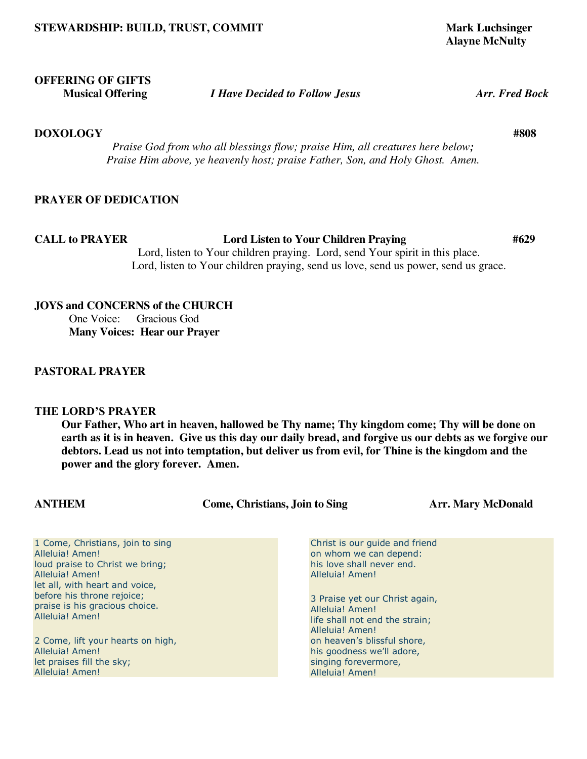**STEWARDSHIP: BUILD, TRUST, COMMIT** **Mark Luchsinger**
**Alayne McNulty**

**OFFERING OF GIFTS**

**Musical Offering** ***I Have Decided to Follow Jesus*** ***Arr. Fred Bock***

**DOXOLOGY** **#808**

*Praise God from who all blessings flow; praise Him, all creatures here below;*
*Praise Him above, ye heavenly host; praise Father, Son, and Holy Ghost. Amen.*

**PRAYER OF DEDICATION**

**CALL to PRAYER** **Lord Listen to Your Children Praying** **#629**

Lord, listen to Your children praying. Lord, send Your spirit in this place.
Lord, listen to Your children praying, send us love, send us power, send us grace.

**JOYS and CONCERNS of the CHURCH**

One Voice: Gracious God
**Many Voices: Hear our Prayer**

**PASTORAL PRAYER**

**THE LORD'S PRAYER**

**Our Father, Who art in heaven, hallowed be Thy name; Thy kingdom come; Thy will be done on earth as it is in heaven. Give us this day our daily bread, and forgive us our debts as we forgive our debtors. Lead us not into temptation, but deliver us from evil, for Thine is the kingdom and the power and the glory forever. Amen.**

**ANTHEM** **Come, Christians, Join to Sing** **Arr. Mary McDonald**

1 Come, Christians, join to sing
Alleluia! Amen!
loud praise to Christ we bring;
Alleluia! Amen!
let all, with heart and voice,
before his throne rejoice;
praise is his gracious choice.
Alleluia! Amen!

2 Come, lift your hearts on high,
Alleluia! Amen!
let praises fill the sky;
Alleluia! Amen!
Christ is our guide and friend
on whom we can depend:
his love shall never end.
Alleluia! Amen!

3 Praise yet our Christ again,
Alleluia! Amen!
life shall not end the strain;
Alleluia! Amen!
on heaven's blissful shore,
his goodness we'll adore,
singing forevermore,
Alleluia! Amen!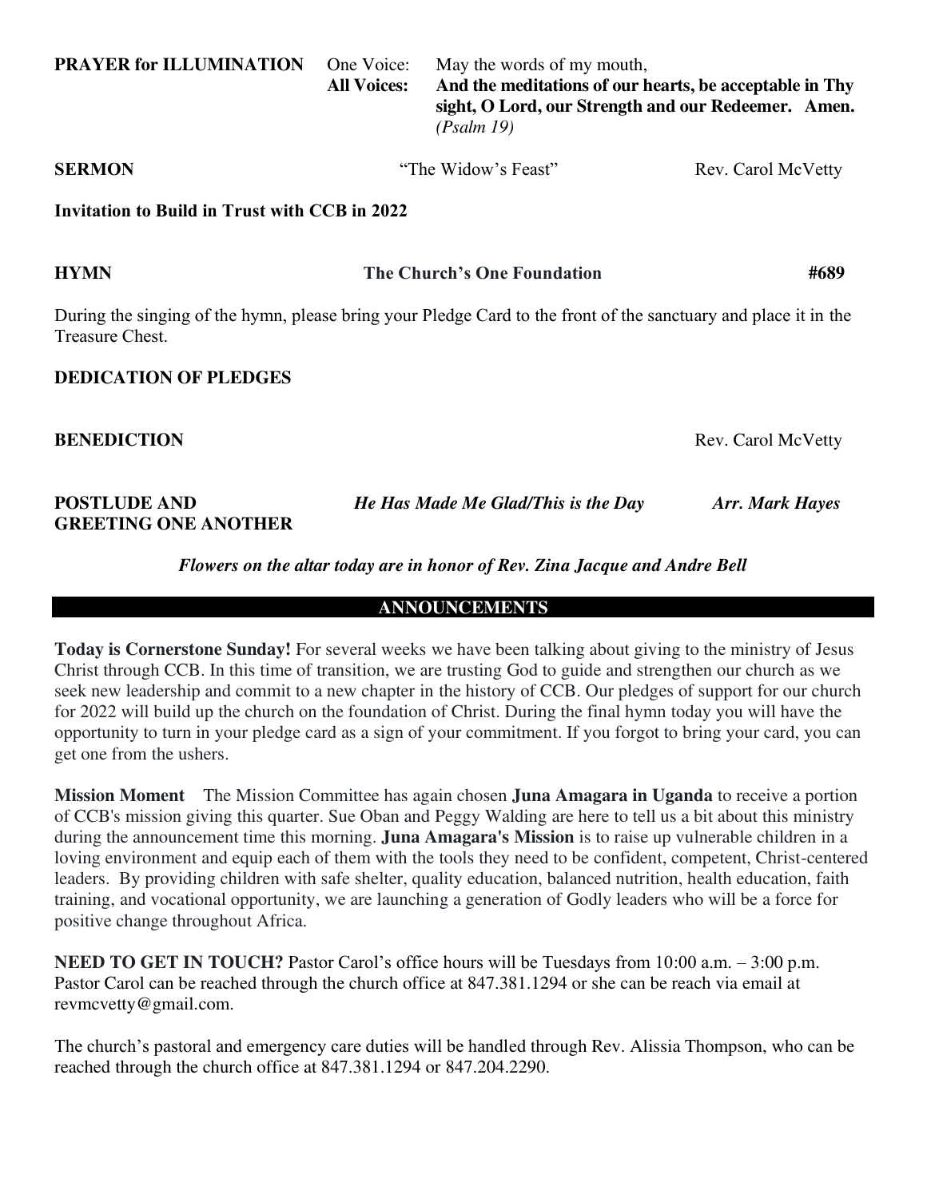**PRAYER for ILLUMINATION** One Voice: May the words of my mouth,
**All Voices: And the meditations of our hearts, be acceptable in Thy sight, O Lord, our Strength and our Redeemer. Amen.**
*(Psalm 19)*

**SERMON** "The Widow's Feast" Rev. Carol McVetty

**Invitation to Build in Trust with CCB in 2022**

**HYMN** **The Church's One Foundation** **#689**

During the singing of the hymn, please bring your Pledge Card to the front of the sanctuary and place it in the Treasure Chest.

**DEDICATION OF PLEDGES**

**BENEDICTION** Rev. Carol McVetty

**POSTLUDE AND GREETING ONE ANOTHER** ***He Has Made Me Glad/This is the Day*** ***Arr. Mark Hayes***

***Flowers on the altar today are in honor of Rev. Zina Jacque and Andre Bell***

## ANNOUNCEMENTS

**Today is Cornerstone Sunday!** For several weeks we have been talking about giving to the ministry of Jesus Christ through CCB. In this time of transition, we are trusting God to guide and strengthen our church as we seek new leadership and commit to a new chapter in the history of CCB. Our pledges of support for our church for 2022 will build up the church on the foundation of Christ. During the final hymn today you will have the opportunity to turn in your pledge card as a sign of your commitment. If you forgot to bring your card, you can get one from the ushers.

**Mission Moment** The Mission Committee has again chosen **Juna Amagara in Uganda** to receive a portion of CCB's mission giving this quarter. Sue Oban and Peggy Walding are here to tell us a bit about this ministry during the announcement time this morning. **Juna Amagara's Mission** is to raise up vulnerable children in a loving environment and equip each of them with the tools they need to be confident, competent, Christ-centered leaders. By providing children with safe shelter, quality education, balanced nutrition, health education, faith training, and vocational opportunity, we are launching a generation of Godly leaders who will be a force for positive change throughout Africa.

**NEED TO GET IN TOUCH?** Pastor Carol's office hours will be Tuesdays from 10:00 a.m. – 3:00 p.m. Pastor Carol can be reached through the church office at 847.381.1294 or she can be reach via email at revmcvetty@gmail.com.

The church's pastoral and emergency care duties will be handled through Rev. Alissia Thompson, who can be reached through the church office at 847.381.1294 or 847.204.2290.